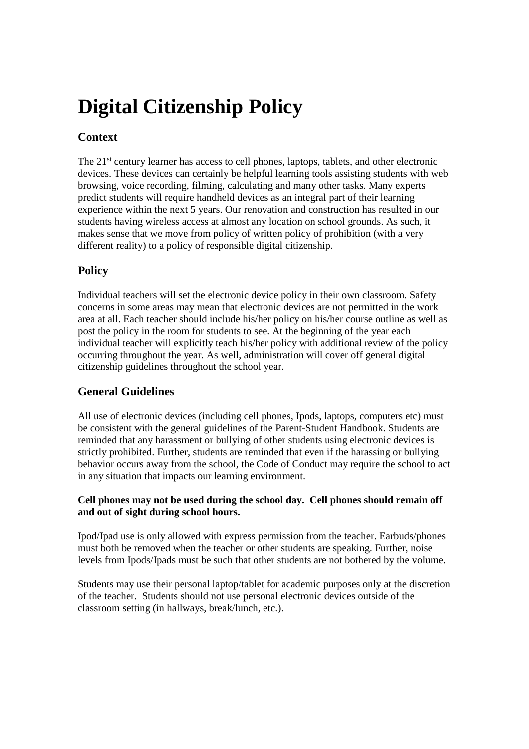# Digital Citizenship Policy

## Context

The 21st century learner has access to cell phones, laptops, tablets, and other electronic devices. These devices can certainly be helpful learning tools assisting students with web browsing, voice recording, filming, calculating and many other tasks. Many experts predict students will require handheld devices as an integral part of their learning experience within the next 5 years. Our renovation and construction has resulted in our students having wireless access at almost any location on school grounds. As such, it makes sense that we move from policy of written policy of prohibition (with a very different reality) to a policy of responsible digital citizenship.

## Policy

Individual teachers will set the electronic device policy in their own classroom. Safety concerns in some areas may mean that electronic devices are not permitted in the work area at all. Each teacher should include his/her policy on his/her course outline as well as post the policy in the room for students to see. At the beginning of the year each individual teacher will explicitly teach his/her policy with additional review of the policy occurring throughout the year. As well, administration will cover off general digital citizenship guidelines throughout the school year.

## General Guidelines

All use of electronic devices (including cell phones, Ipods, laptops, computers etc) must be consistent with the general guidelines of the Parent-Student Handbook. Students are reminded that any harassment or bullying of other students using electronic devices is strictly prohibited. Further, students are reminded that even if the harassing or bullying behavior occurs away from the school, the Code of Conduct may require the school to act in any situation that impacts our learning environment.

**Cell phones may not be used during the school day. Cell phones should remain off and out of sight during school hours.**

Ipod/Ipad use is only allowed with express permission from the teacher. Earbuds/phones must both be removed when the teacher or other students are speaking. Further, noise levels from Ipods/Ipads must be such that other students are not bothered by the volume.

Students may use their personal laptop/tablet for academic purposes only at the discretion of the teacher. Students should not use personal electronic devices outside of the classroom setting (in hallways, break/lunch, etc.).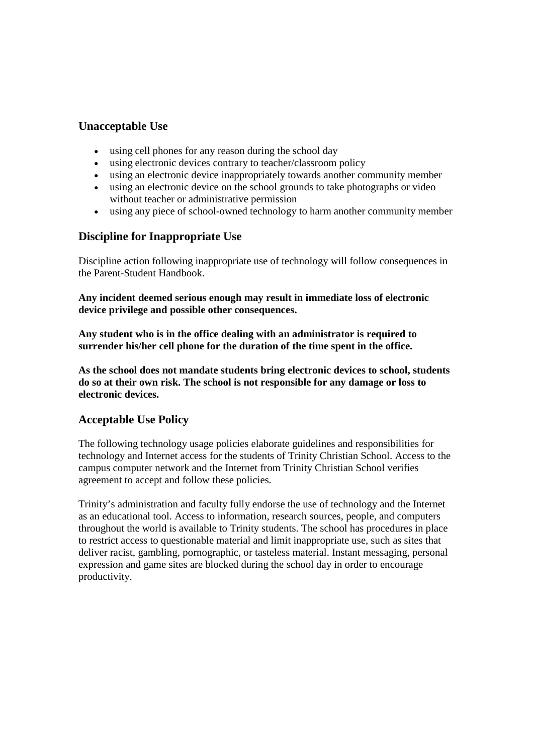## Unacceptable Use

- using cell phones for any reason during the school day
- using electronic devices contrary to teacher/classroom policy
- using an electronic device inappropriately towards another community member
- using an electronic device on the school grounds to take photographs or video without teacher or administrative permission
- using any piece of school-owned technology to harm another community member

## Discipline for Inappropriate Use

Discipline action following inappropriate use of technology will follow consequences in the Parent-Student Handbook.

**Any incident deemed serious enough may result in immediate loss of electronic device privilege and possible other consequences.**

**Any student who is in the office dealing with an administrator is required to surrender his/her cell phone for the duration of the time spent in the office.**

**As the school does not mandate students bring electronic devices to school, students do so at their own risk. The school is not responsible for any damage or loss to electronic devices.**

## Acceptable Use Policy

The following technology usage policies elaborate guidelines and responsibilities for technology and Internet access for the students of Trinity Christian School. Access to the campus computer network and the Internet from Trinity Christian School verifies agreement to accept and follow these policies.

Trinity's administration and faculty fully endorse the use of technology and the Internet as an educational tool. Access to information, research sources, people, and computers throughout the world is available to Trinity students. The school has procedures in place to restrict access to questionable material and limit inappropriate use, such as sites that deliver racist, gambling, pornographic, or tasteless material. Instant messaging, personal expression and game sites are blocked during the school day in order to encourage productivity.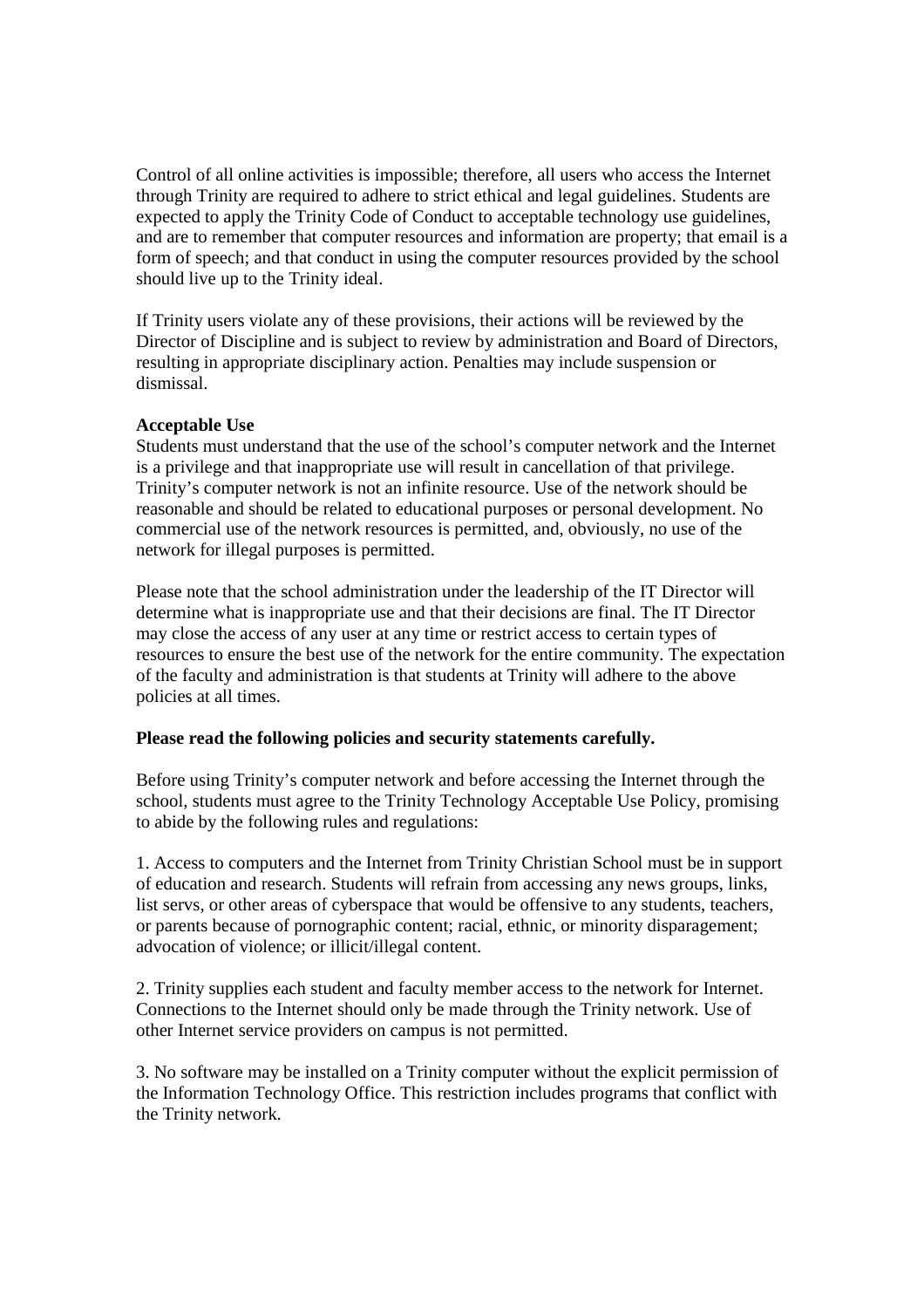Control of all online activities is impossible; therefore, all users who access the Internet through Trinity are required to adhere to strict ethical and legal guidelines. Students are expected to apply the Trinity Code of Conduct to acceptable technology use guidelines, and are to remember that computer resources and information are property; that email is a form of speech; and that conduct in using the computer resources provided by the school should live up to the Trinity ideal.

If Trinity users violate any of these provisions, their actions will be reviewed by the Director of Discipline and is subject to review by administration and Board of Directors, resulting in appropriate disciplinary action. Penalties may include suspension or dismissal.

**Acceptable Use**

Students must understand that the use of the school's computer network and the Internet is a privilege and that inappropriate use will result in cancellation of that privilege. Trinity's computer network is not an infinite resource. Use of the network should be reasonable and should be related to educational purposes or personal development. No commercial use of the network resources is permitted, and, obviously, no use of the network for illegal purposes is permitted.

Please note that the school administration under the leadership of the IT Director will determine what is inappropriate use and that their decisions are final. The IT Director may close the access of any user at any time or restrict access to certain types of resources to ensure the best use of the network for the entire community. The expectation of the faculty and administration is that students at Trinity will adhere to the above policies at all times.

**Please read the following policies and security statements carefully.**

Before using Trinity's computer network and before accessing the Internet through the school, students must agree to the Trinity Technology Acceptable Use Policy, promising to abide by the following rules and regulations:

1. Access to computers and the Internet from Trinity Christian School must be in support of education and research. Students will refrain from accessing any news groups, links, list servs, or other areas of cyberspace that would be offensive to any students, teachers, or parents because of pornographic content; racial, ethnic, or minority disparagement; advocation of violence; or illicit/illegal content.

2. Trinity supplies each student and faculty member access to the network for Internet. Connections to the Internet should only be made through the Trinity network. Use of other Internet service providers on campus is not permitted.

3. No software may be installed on a Trinity computer without the explicit permission of the Information Technology Office. This restriction includes programs that conflict with the Trinity network.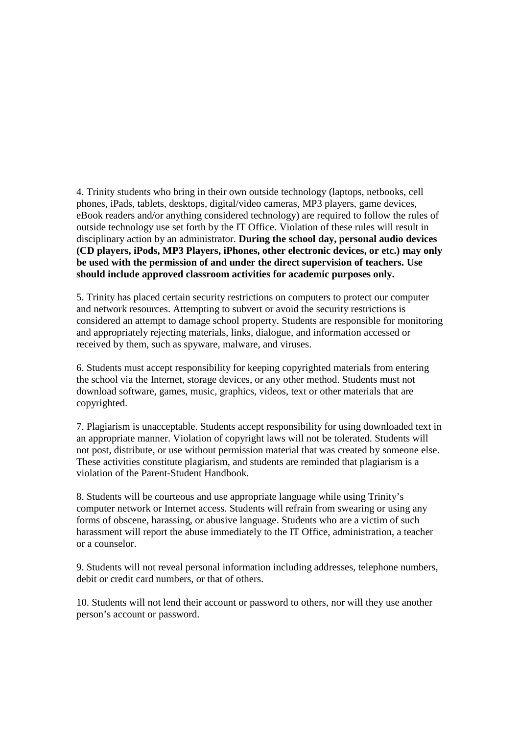4. Trinity students who bring in their own outside technology (laptops, netbooks, cell phones, iPads, tablets, desktops, digital/video cameras, MP3 players, game devices, eBook readers and/or anything considered technology) are required to follow the rules of outside technology use set forth by the IT Office. Violation of these rules will result in disciplinary action by an administrator. **During the school day, personal audio devices (CD players, iPods, MP3 Players, iPhones, other electronic devices, or etc.) may only be used with the permission of and under the direct supervision of teachers. Use should include approved classroom activities for academic purposes only.**

5. Trinity has placed certain security restrictions on computers to protect our computer and network resources. Attempting to subvert or avoid the security restrictions is considered an attempt to damage school property. Students are responsible for monitoring and appropriately rejecting materials, links, dialogue, and information accessed or received by them, such as spyware, malware, and viruses.

6. Students must accept responsibility for keeping copyrighted materials from entering the school via the Internet, storage devices, or any other method. Students must not download software, games, music, graphics, videos, text or other materials that are copyrighted.

7. Plagiarism is unacceptable. Students accept responsibility for using downloaded text in an appropriate manner. Violation of copyright laws will not be tolerated. Students will not post, distribute, or use without permission material that was created by someone else. These activities constitute plagiarism, and students are reminded that plagiarism is a violation of the Parent-Student Handbook.

8. Students will be courteous and use appropriate language while using Trinity's computer network or Internet access. Students will refrain from swearing or using any forms of obscene, harassing, or abusive language. Students who are a victim of such harassment will report the abuse immediately to the IT Office, administration, a teacher or a counselor.

9. Students will not reveal personal information including addresses, telephone numbers, debit or credit card numbers, or that of others.

10. Students will not lend their account or password to others, nor will they use another person's account or password.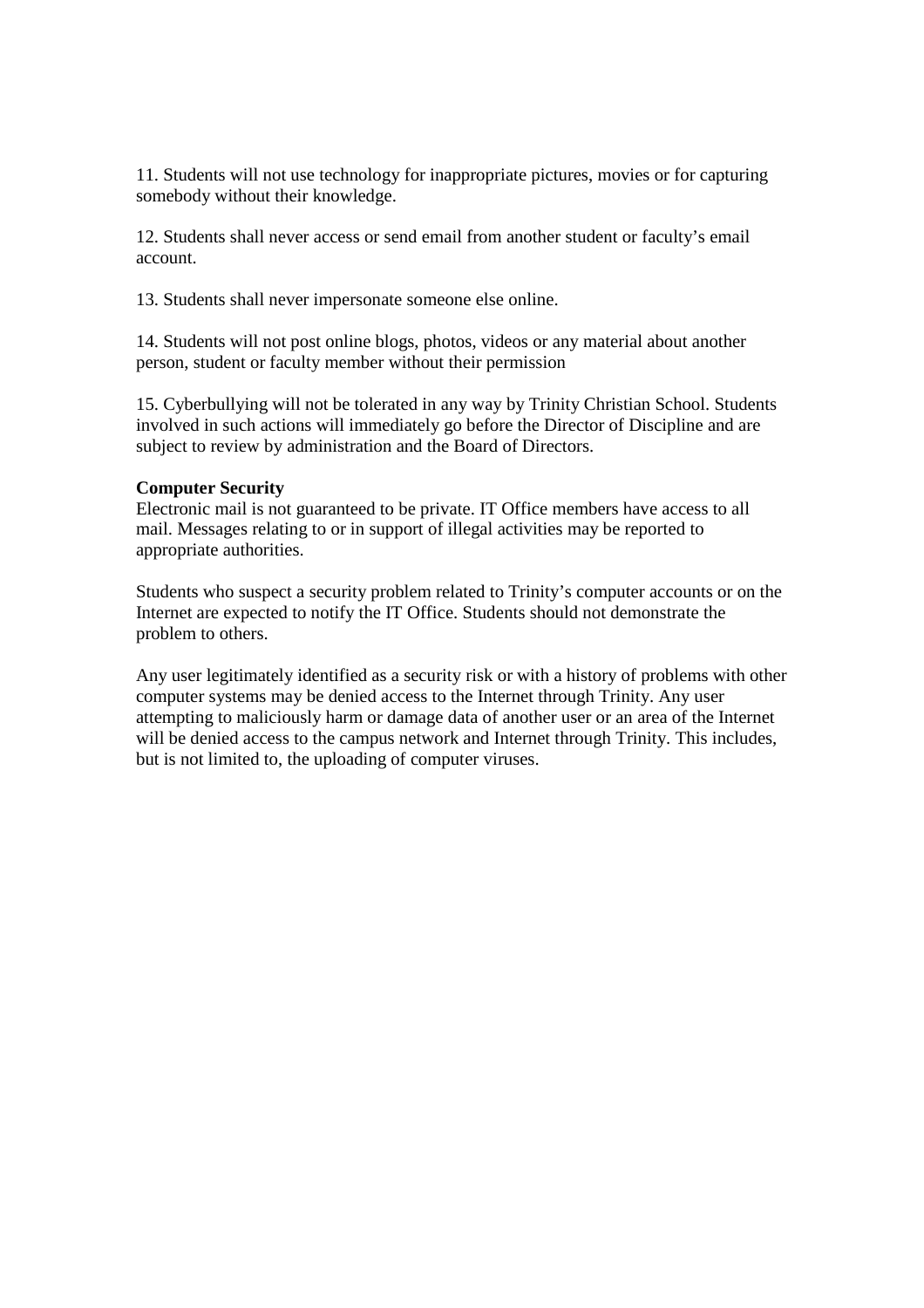11. Students will not use technology for inappropriate pictures, movies or for capturing somebody without their knowledge.

12. Students shall never access or send email from another student or faculty's email account.

13. Students shall never impersonate someone else online.

14. Students will not post online blogs, photos, videos or any material about another person, student or faculty member without their permission

15. Cyberbullying will not be tolerated in any way by Trinity Christian School. Students involved in such actions will immediately go before the Director of Discipline and are subject to review by administration and the Board of Directors.

**Computer Security**

Electronic mail is not guaranteed to be private. IT Office members have access to all mail. Messages relating to or in support of illegal activities may be reported to appropriate authorities.

Students who suspect a security problem related to Trinity's computer accounts or on the Internet are expected to notify the IT Office. Students should not demonstrate the problem to others.

Any user legitimately identified as a security risk or with a history of problems with other computer systems may be denied access to the Internet through Trinity. Any user attempting to maliciously harm or damage data of another user or an area of the Internet will be denied access to the campus network and Internet through Trinity. This includes, but is not limited to, the uploading of computer viruses.